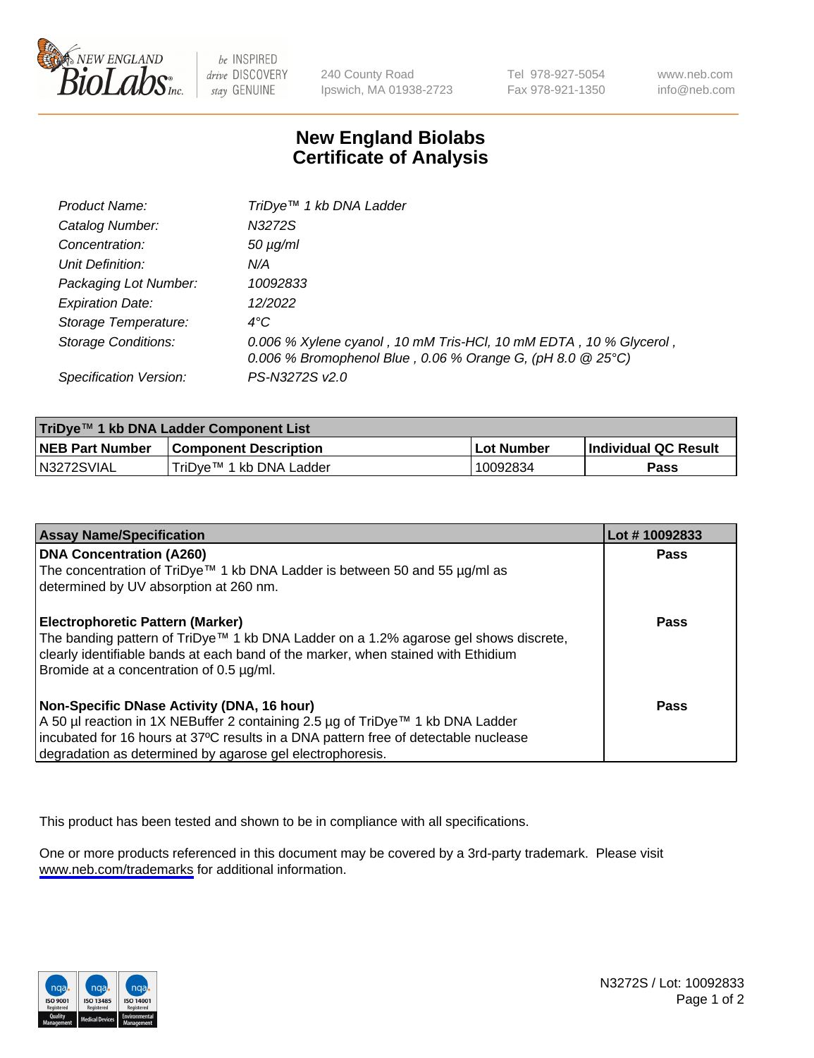New England BioLabs Inc. — be INSPIRED drive DISCOVERY stay GENUINE

240 County Road
Ipswich, MA 01938-2723

Tel 978-927-5054
Fax 978-921-1350

www.neb.com
info@neb.com

# New England Biolabs
# Certificate of Analysis

| | |
|---|---|
| *Product Name:* | *TriDye™ 1 kb DNA Ladder* |
| *Catalog Number:* | *N3272S* |
| *Concentration:* | *50 µg/ml* |
| *Unit Definition:* | *N/A* |
| *Packaging Lot Number:* | *10092833* |
| *Expiration Date:* | *12/2022* |
| *Storage Temperature:* | *4°C* |
| *Storage Conditions:* | *0.006 % Xylene cyanol , 10 mM Tris-HCl, 10 mM EDTA , 10 % Glycerol , 0.006 % Bromophenol Blue , 0.06 % Orange G, (pH 8.0 @ 25°C)* |
| *Specification Version:* | *PS-N3272S v2.0* |

| TriDye™ 1 kb DNA Ladder Component List | | | |
|---|---|---|---|
| **NEB Part Number** | **Component Description** | **Lot Number** | **Individual QC Result** |
| N3272SVIAL | TriDye™ 1 kb DNA Ladder | 10092834 | **Pass** |

| Assay Name/Specification | Lot # 10092833 |
|---|---|
| **DNA Concentration (A260)**<br>The concentration of TriDye™ 1 kb DNA Ladder is between 50 and 55 µg/ml as determined by UV absorption at 260 nm. | **Pass** |
| **Electrophoretic Pattern (Marker)**<br>The banding pattern of TriDye™ 1 kb DNA Ladder on a 1.2% agarose gel shows discrete, clearly identifiable bands at each band of the marker, when stained with Ethidium Bromide at a concentration of 0.5 µg/ml. | **Pass** |
| **Non-Specific DNase Activity (DNA, 16 hour)**<br>A 50 µl reaction in 1X NEBuffer 2 containing 2.5 µg of TriDye™ 1 kb DNA Ladder incubated for 16 hours at 37ºC results in a DNA pattern free of detectable nuclease degradation as determined by agarose gel electrophoresis. | **Pass** |

This product has been tested and shown to be in compliance with all specifications.

One or more products referenced in this document may be covered by a 3rd-party trademark. Please visit www.neb.com/trademarks for additional information.

N3272S / Lot: 10092833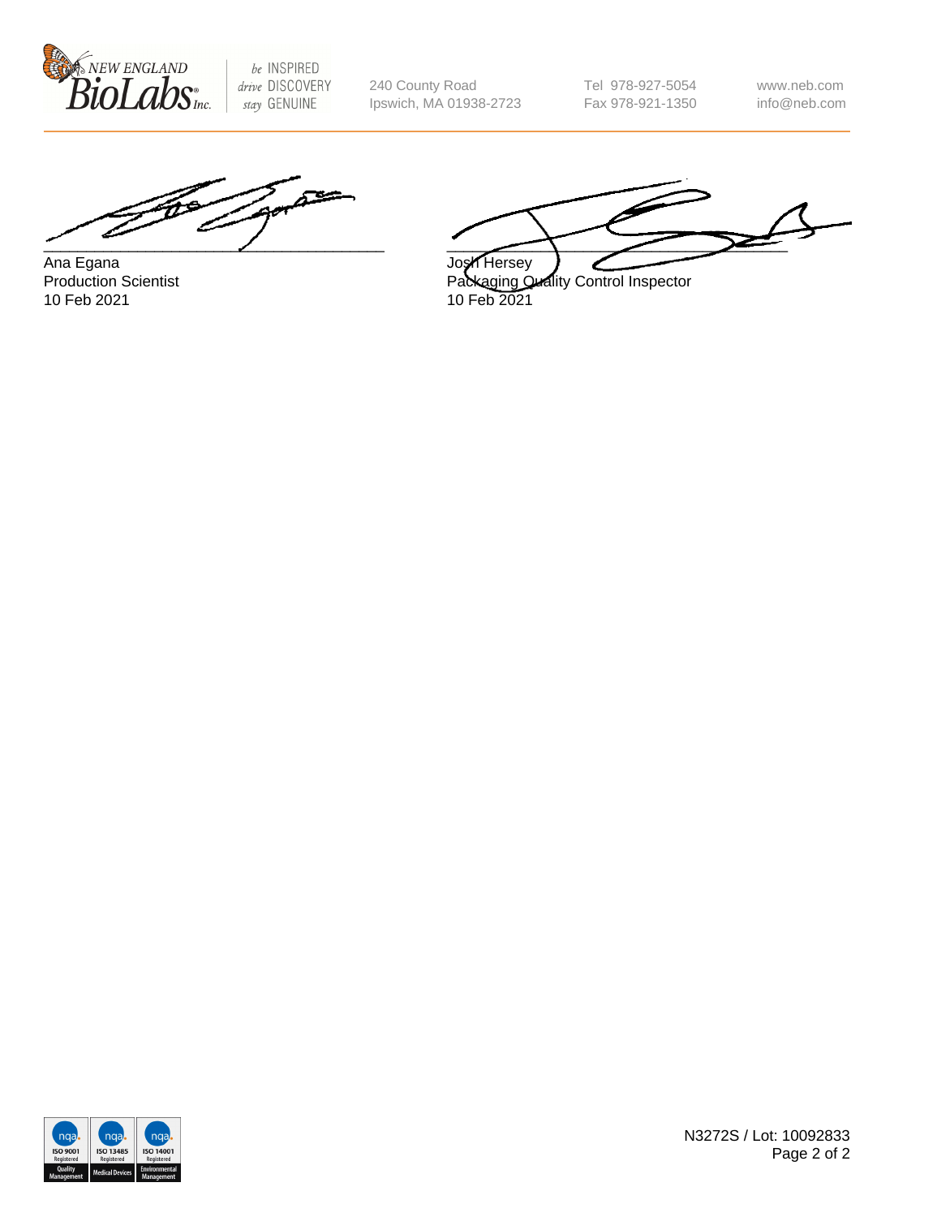New England BioLabs Inc. — be INSPIRED, drive DISCOVERY, stay GENUINE

240 County Road
Ipswich, MA 01938-2723

Tel 978-927-5054
Fax 978-921-1350

www.neb.com
info@neb.com

Ana Egana
Production Scientist
10 Feb 2021

Josh Hersey
Packaging Quality Control Inspector
10 Feb 2021

ISO 9001 Registered Quality Management | ISO 13485 Registered Medical Devices | ISO 14001 Registered Environmental Management

N3272S / Lot: 10092833